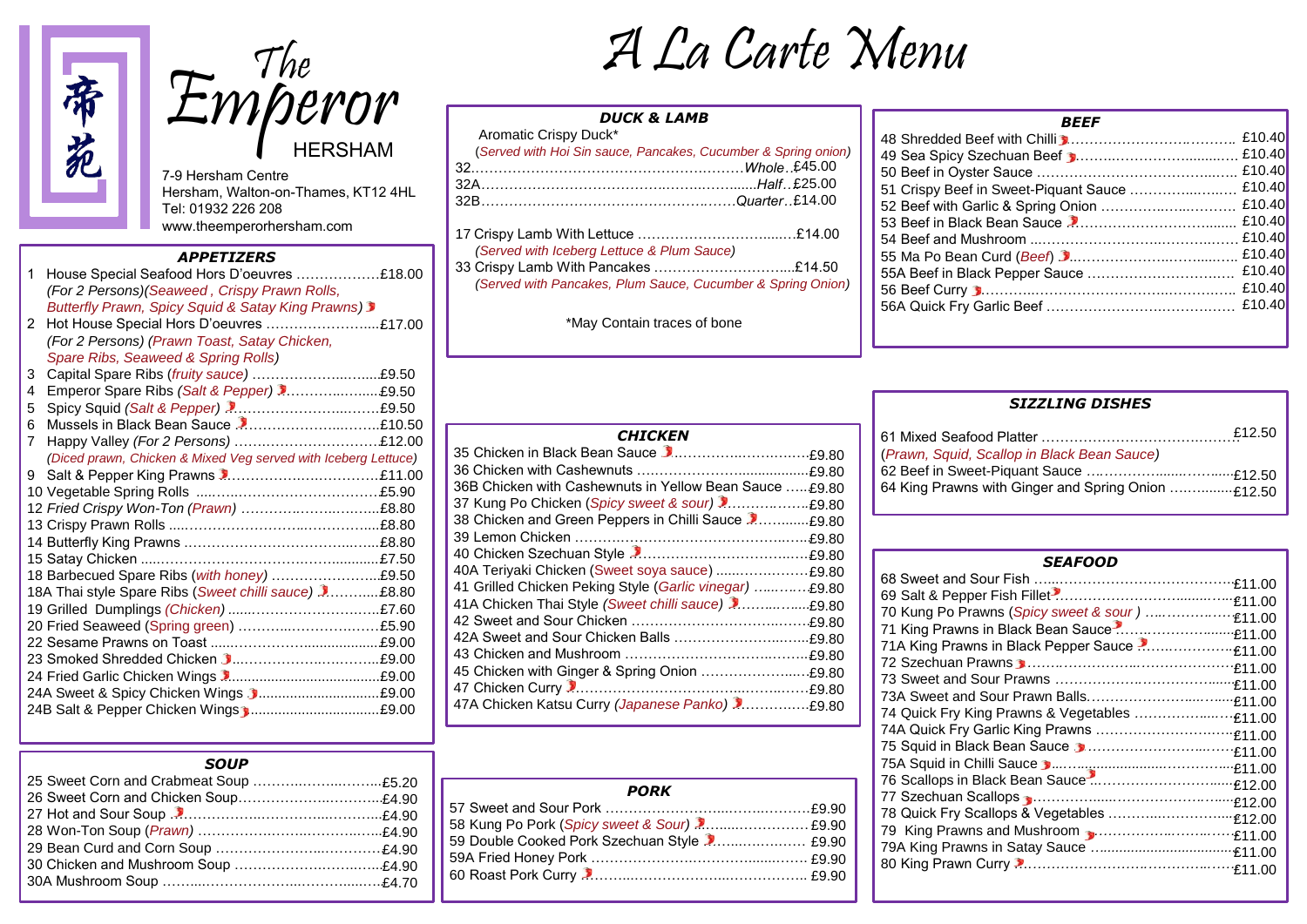帝苑

# The Emperor

HERSHAM

7-9 Hersham Centre
Hersham, Walton-on-Thames, KT12 4HL
Tel: 01932 226 208
www.theemperorhersham.com

# A La Carte Menu

## APPETIZERS

1 House Special Seafood Hors D'oeuvres ……………… £18.00
*(For 2 Persons)(Seaweed , Crispy Prawn Rolls, Butterfly Prawn, Spicy Squid & Satay King Prawns)*

2 Hot House Special Hors D'oeuvres …………………… £17.00
*(For 2 Persons) (Prawn Toast, Satay Chicken, Spare Ribs, Seaweed & Spring Rolls)*

3 Capital Spare Ribs (*fruity sauce*) …………………… £9.50

4 Emperor Spare Ribs *(Salt & Pepper)* …………………… £9.50

5 Spicy Squid *(Salt & Pepper)* …………………… £9.50

6 Mussels in Black Bean Sauce …………………… £10.50

7 Happy Valley *(For 2 Persons)* …………………… £12.00
*(Diced prawn, Chicken & Mixed Veg served with Iceberg Lettuce)*

9 Salt & Pepper King Prawns …………………… £11.00

10 Vegetable Spring Rolls …………………… £5.90

12 *Fried Crispy Won-Ton (Prawn)* …………………… £8.80

13 Crispy Prawn Rolls …………………… £8.80

14 Butterfly King Prawns …………………… £8.80

15 Satay Chicken …………………… £7.50

18 Barbecued Spare Ribs (*with honey*) …………………… £9.50

18A Thai style Spare Ribs (*Sweet chilli sauce*) …………………… £8.80

19 Grilled Dumplings *(Chicken)* …………………… £7.60

20 Fried Seaweed (Spring green) …………………… £5.90

22 Sesame Prawns on Toast …………………… £9.00

23 Smoked Shredded Chicken …………………… £9.00

24 Fried Garlic Chicken Wings …………………… £9.00

24A Sweet & Spicy Chicken Wings …………………… £9.00

24B Salt & Pepper Chicken Wings …………………… £9.00

## SOUP

25 Sweet Corn and Crabmeat Soup …………………… £5.20

26 Sweet Corn and Chicken Soup …………………… £4.90

27 Hot and Sour Soup …………………… £4.90

28 Won-Ton Soup *(Prawn)* …………………… £4.90

29 Bean Curd and Corn Soup …………………… £4.90

30 Chicken and Mushroom Soup …………………… £4.90

30A Mushroom Soup …………………… £4.70

## DUCK & LAMB

Aromatic Crispy Duck*
*(Served with Hoi Sin sauce, Pancakes, Cucumber & Spring onion)*

32 …………………… *Whole* £45.00

32A …………………… *Half* £25.00

32B …………………… *Quarter* £14.00

17 Crispy Lamb With Lettuce …………………… £14.00
*(Served with Iceberg Lettuce & Plum Sauce)*

33 Crispy Lamb With Pancakes …………………… £14.50
*(Served with Pancakes, Plum Sauce, Cucumber & Spring Onion)*

*May Contain traces of bone

## CHICKEN

35 Chicken in Black Bean Sauce …………………… £9.80

36 Chicken with Cashewnuts …………………… £9.80

36B Chicken with Cashewnuts in Yellow Bean Sauce …… £9.80

37 Kung Po Chicken (*Spicy sweet & sour*) …………………… £9.80

38 Chicken and Green Peppers in Chilli Sauce …………………… £9.80

39 Lemon Chicken …………………… £9.80

40 Chicken Szechuan Style …………………… £9.80

40A Teriyaki Chicken (Sweet soya sauce) …………………… £9.80

41 Grilled Chicken Peking Style (*Garlic vinegar*) …………………… £9.80

41A Chicken Thai Style (*Sweet chilli sauce*) …………………… £9.80

42 Sweet and Sour Chicken …………………… £9.80

42A Sweet and Sour Chicken Balls …………………… £9.80

43 Chicken and Mushroom …………………… £9.80

45 Chicken with Ginger & Spring Onion …………………… £9.80

47 Chicken Curry …………………… £9.80

47A Chicken Katsu Curry *(Japanese Panko)* …………………… £9.80

## PORK

57 Sweet and Sour Pork …………………… £9.90

58 Kung Po Pork (*Spicy sweet & Sour*) …………………… £9.90

59 Double Cooked Pork Szechuan Style …………………… £9.90

59A Fried Honey Pork …………………… £9.90

60 Roast Pork Curry …………………… £9.90

## BEEF

48 Shredded Beef with Chilli …………………… £10.40

49 Sea Spicy Szechuan Beef …………………… £10.40

50 Beef in Oyster Sauce …………………… £10.40

51 Crispy Beef in Sweet-Piquant Sauce …………………… £10.40

52 Beef with Garlic & Spring Onion …………………… £10.40

53 Beef in Black Bean Sauce …………………… £10.40

54 Beef and Mushroom …………………… £10.40

55 Ma Po Bean Curd (*Beef*) …………………… £10.40

55A Beef in Black Pepper Sauce …………………… £10.40

56 Beef Curry …………………… £10.40

56A Quick Fry Garlic Beef …………………… £10.40

## SIZZLING DISHES

61 Mixed Seafood Platter …………………… £12.50
*(Prawn, Squid, Scallop in Black Bean Sauce)*

62 Beef in Sweet-Piquant Sauce …………………… £12.50

64 King Prawns with Ginger and Spring Onion …………………… £12.50

## SEAFOOD

68 Sweet and Sour Fish …………………… £11.00

69 Salt & Pepper Fish Fillet …………………… £11.00

70 Kung Po Prawns (*Spicy sweet & sour* ) …………………… £11.00

71 King Prawns in Black Bean Sauce …………………… £11.00

71A King Prawns in Black Pepper Sauce …………………… £11.00

72 Szechuan Prawns …………………… £11.00

73 Sweet and Sour Prawns …………………… £11.00

73A Sweet and Sour Prawn Balls …………………… £11.00

74 Quick Fry King Prawns & Vegetables …………………… £11.00

74A Quick Fry Garlic King Prawns …………………… £11.00

75 Squid in Black Bean Sauce …………………… £11.00

75A Squid in Chilli Sauce …………………… £11.00

76 Scallops in Black Bean Sauce …………………… £12.00

77 Szechuan Scallops …………………… £12.00

78 Quick Fry Scallops & Vegetables …………………… £12.00

79 King Prawns and Mushroom …………………… £11.00

79A King Prawns in Satay Sauce …………………… £11.00

80 King Prawn Curry …………………… £11.00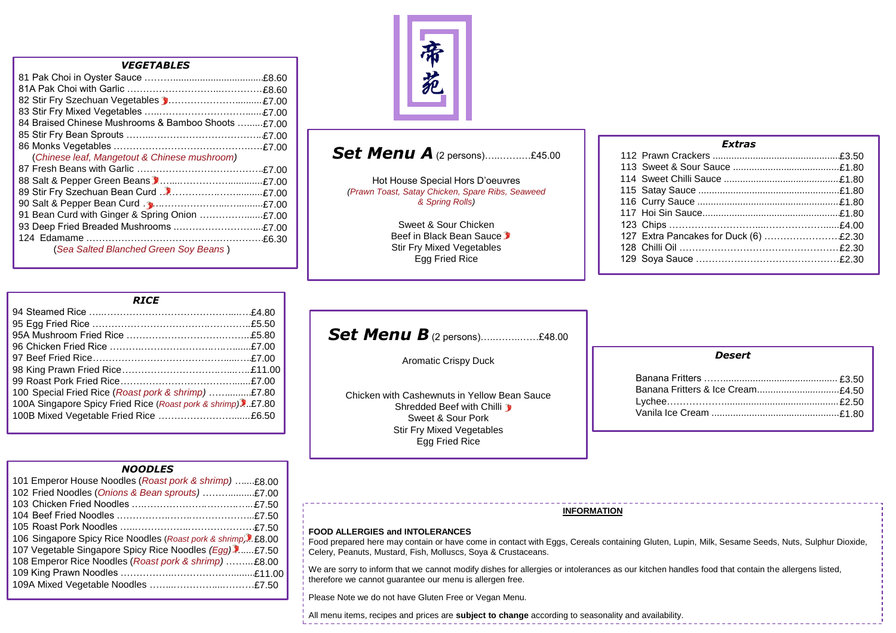## VEGETABLES

| | |
|---|---|
| 81 Pak Choi in Oyster Sauce | £8.60 |
| 81A Pak Choi with Garlic | £8.60 |
| 82 Stir Fry Szechuan Vegetables | £7.00 |
| 83 Stir Fry Mixed Vegetables | £7.00 |
| 84 Braised Chinese Mushrooms & Bamboo Shoots | £7.00 |
| 85 Stir Fry Bean Sprouts | £7.00 |
| 86 Monks Vegetables *(Chinese leaf, Mangetout & Chinese mushroom)* | £7.00 |
| 87 Fresh Beans with Garlic | £7.00 |
| 88 Salt & Pepper Green Beans | £7.00 |
| 89 Stir Fry Szechuan Bean Curd | £7.00 |
| 90 Salt & Pepper Bean Curd | £7.00 |
| 91 Bean Curd with Ginger & Spring Onion | £7.00 |
| 93 Deep Fried Breaded Mushrooms | £7.00 |
| 124 Edamame *(Sea Salted Blanched Green Soy Beans)* | £6.30 |

## RICE

| | |
|---|---|
| 94 Steamed Rice | £4.80 |
| 95 Egg Fried Rice | £5.50 |
| 95A Mushroom Fried Rice | £5.80 |
| 96 Chicken Fried Rice | £7.00 |
| 97 Beef Fried Rice | £7.00 |
| 98 King Prawn Fried Rice | £11.00 |
| 99 Roast Pork Fried Rice | £7.00 |
| 100 Special Fried Rice *(Roast pork & shrimp)* | £7.80 |
| 100A Singapore Spicy Fried Rice *(Roast pork & shrimp)* | £7.80 |
| 100B Mixed Vegetable Fried Rice | £6.50 |

## NOODLES

| | |
|---|---|
| 101 Emperor House Noodles *(Roast pork & shrimp)* | £8.00 |
| 102 Fried Noodles *(Onions & Bean sprouts)* | £7.00 |
| 103 Chicken Fried Noodles | £7.50 |
| 104 Beef Fried Noodles | £7.50 |
| 105 Roast Pork Noodles | £7.50 |
| 106 Singapore Spicy Rice Noodles *(Roast pork & shrimp)* | £8.00 |
| 107 Vegetable Singapore Spicy Rice Noodles *(Egg)* | £7.50 |
| 108 Emperor Rice Noodles *(Roast pork & shrimp)* | £8.00 |
| 109 King Prawn Noodles | £11.00 |
| 109A Mixed Vegetable Noodles | £7.50 |

帝苑

## Set Menu A (2 persons)……………£45.00

Hot House Special Hors D'oeuvres
*(Prawn Toast, Satay Chicken, Spare Ribs, Seaweed & Spring Rolls)*

Sweet & Sour Chicken
Beef in Black Bean Sauce
Stir Fry Mixed Vegetables
Egg Fried Rice

## Set Menu B (2 persons)……………£48.00

Aromatic Crispy Duck

Chicken with Cashewnuts in Yellow Bean Sauce
Shredded Beef with Chilli
Sweet & Sour Pork
Stir Fry Mixed Vegetables
Egg Fried Rice

## Extras

| | |
|---|---|
| 112 Prawn Crackers | £3.50 |
| 113 Sweet & Sour Sauce | £1.80 |
| 114 Sweet Chilli Sauce | £1.80 |
| 115 Satay Sauce | £1.80 |
| 116 Curry Sauce | £1.80 |
| 117 Hoi Sin Sauce | £1.80 |
| 123 Chips | £4.00 |
| 127 Extra Pancakes for Duck (6) | £2.30 |
| 128 Chilli Oil | £2.30 |
| 129 Soya Sauce | £2.30 |

## Desert

| | |
|---|---|
| Banana Fritters | £3.50 |
| Banana Fritters & Ice Cream | £4.50 |
| Lychee | £2.50 |
| Vanila Ice Cream | £1.80 |

## INFORMATION

**FOOD ALLERGIES and INTOLERANCES**

Food prepared here may contain or have come in contact with Eggs, Cereals containing Gluten, Lupin, Milk, Sesame Seeds, Nuts, Sulphur Dioxide, Celery, Peanuts, Mustard, Fish, Molluscs, Soya & Crustaceans.

We are sorry to inform that we cannot modify dishes for allergies or intolerances as our kitchen handles food that contain the allergens listed, therefore we cannot guarantee our menu is allergen free.

Please Note we do not have Gluten Free or Vegan Menu.

All menu items, recipes and prices are **subject to change** according to seasonality and availability.